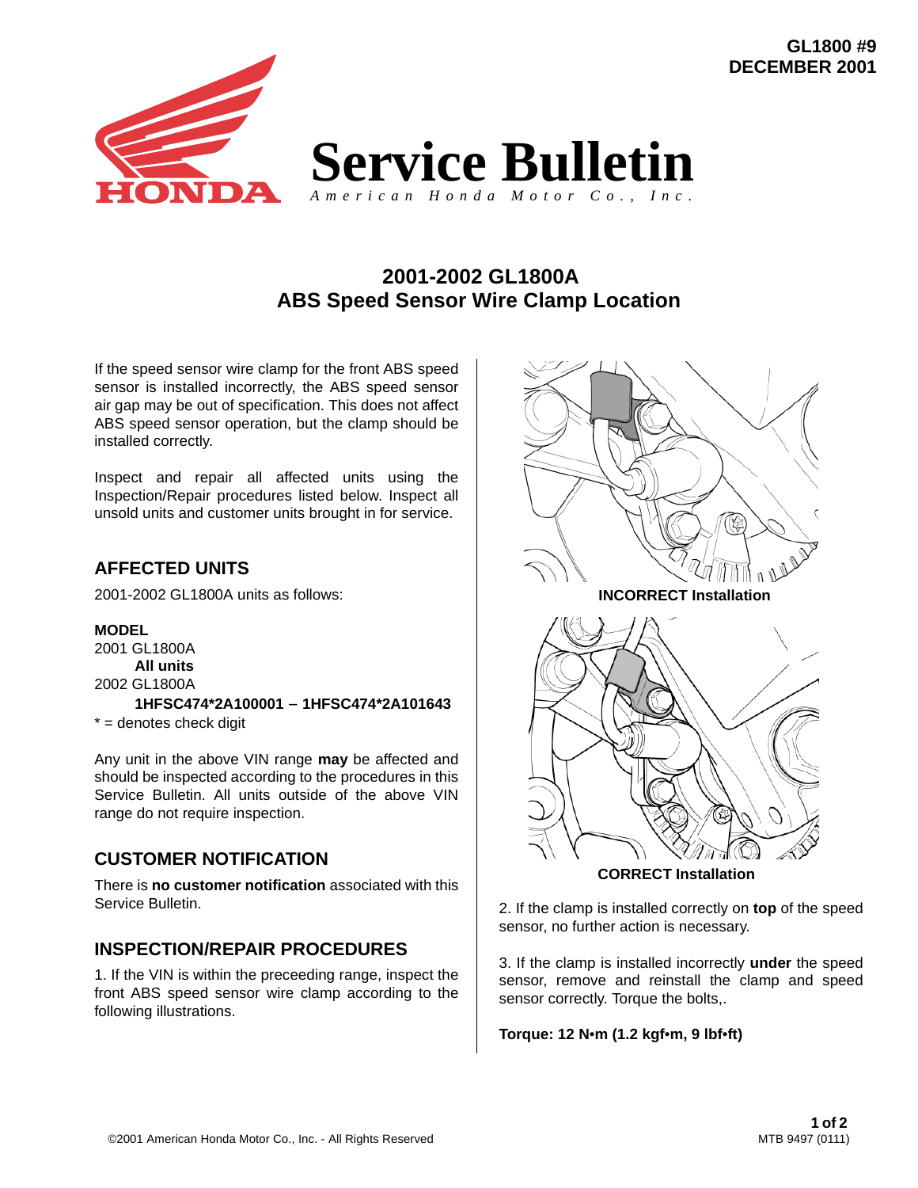GL1800 #9
DECEMBER 2001

# Service Bulletin

*American Honda Motor Co., Inc.*

## 2001-2002 GL1800A
## ABS Speed Sensor Wire Clamp Location

If the speed sensor wire clamp for the front ABS speed sensor is installed incorrectly, the ABS speed sensor air gap may be out of specification. This does not affect ABS speed sensor operation, but the clamp should be installed correctly.

Inspect and repair all affected units using the Inspection/Repair procedures listed below. Inspect all unsold units and customer units brought in for service.

### AFFECTED UNITS

2001-2002 GL1800A units as follows:

**MODEL**
2001 GL1800A
**All units**
2002 GL1800A
**1HFSC474*2A100001 – 1HFSC474*2A101643**
* = denotes check digit

Any unit in the above VIN range **may** be affected and should be inspected according to the procedures in this Service Bulletin. All units outside of the above VIN range do not require inspection.

### CUSTOMER NOTIFICATION

There is **no customer notification** associated with this Service Bulletin.

### INSPECTION/REPAIR PROCEDURES

1. If the VIN is within the preceeding range, inspect the front ABS speed sensor wire clamp according to the following illustrations.

**INCORRECT Installation**

**CORRECT Installation**

2. If the clamp is installed correctly on **top** of the speed sensor, no further action is necessary.

3. If the clamp is installed incorrectly **under** the speed sensor, remove and reinstall the clamp and speed sensor correctly. Torque the bolts,.

**Torque: 12 N•m (1.2 kgf•m, 9 lbf•ft)**

©2001 American Honda Motor Co., Inc. - All Rights Reserved

MTB 9497 (0111)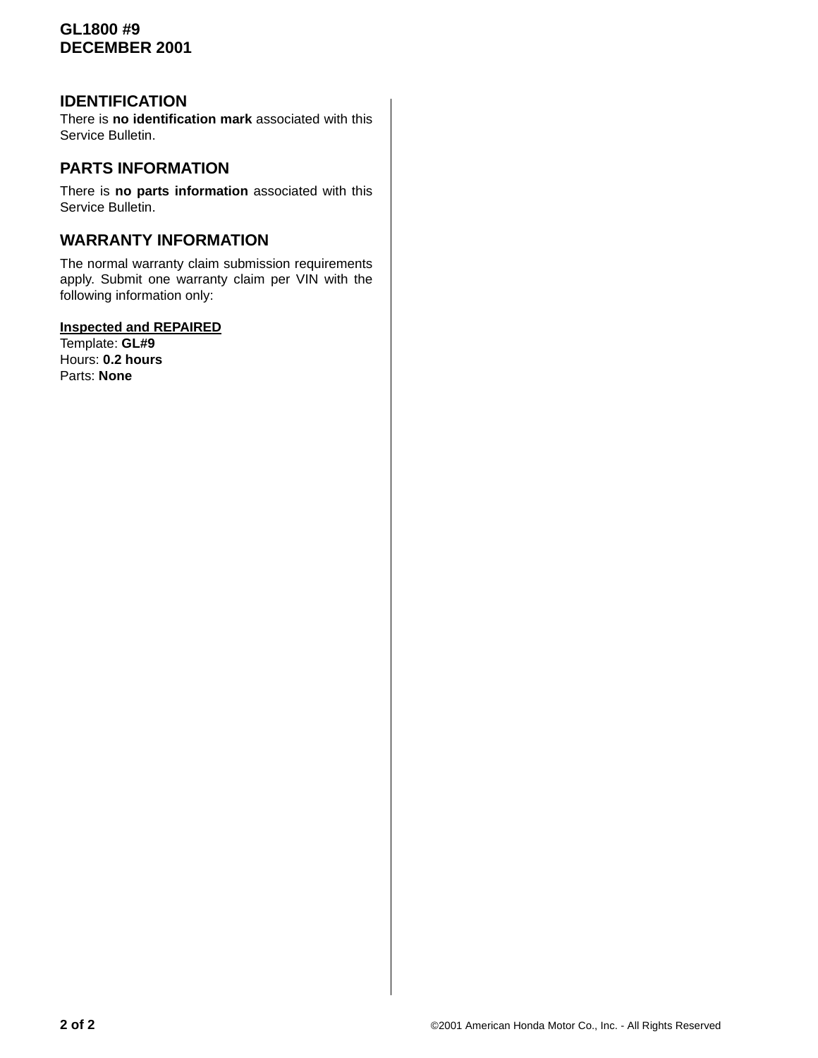## IDENTIFICATION

There is **no identification mark** associated with this Service Bulletin.

## PARTS INFORMATION

There is **no parts information** associated with this Service Bulletin.

## WARRANTY INFORMATION

The normal warranty claim submission requirements apply. Submit one warranty claim per VIN with the following information only:

**Inspected and REPAIRED**
Template: **GL#9**
Hours: **0.2 hours**
Parts: **None**